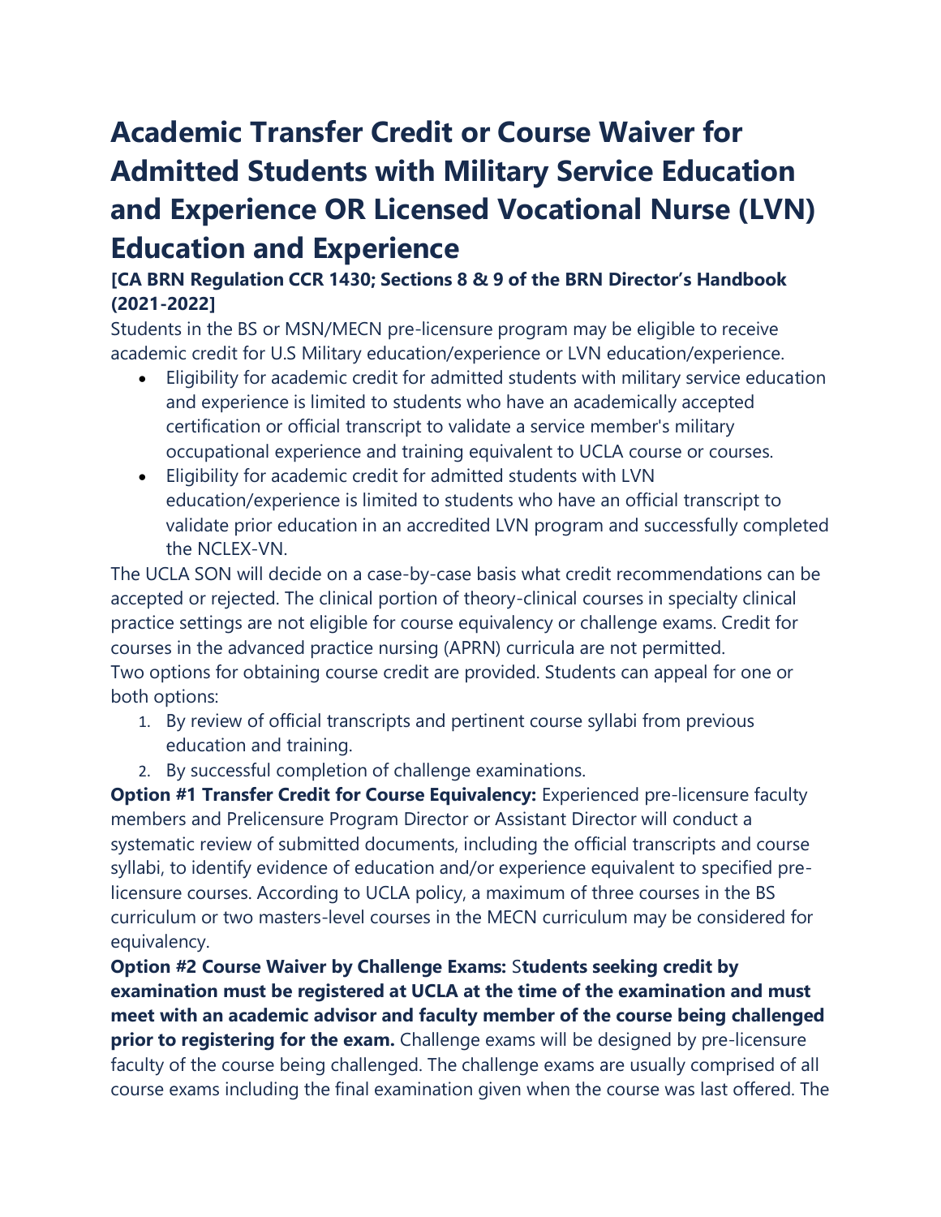# Academic Transfer Credit or Course Waiver for Admitted Students with Military Service Education and Experience OR Licensed Vocational Nurse (LVN) Education and Experience

**[CA BRN Regulation CCR 1430; Sections 8 & 9 of the BRN Director's Handbook (2021-2022]**

Students in the BS or MSN/MECN pre-licensure program may be eligible to receive academic credit for U.S Military education/experience or LVN education/experience.

- Eligibility for academic credit for admitted students with military service education and experience is limited to students who have an academically accepted certification or official transcript to validate a service member's military occupational experience and training equivalent to UCLA course or courses.
- Eligibility for academic credit for admitted students with LVN education/experience is limited to students who have an official transcript to validate prior education in an accredited LVN program and successfully completed the NCLEX-VN.

The UCLA SON will decide on a case-by-case basis what credit recommendations can be accepted or rejected. The clinical portion of theory-clinical courses in specialty clinical practice settings are not eligible for course equivalency or challenge exams. Credit for courses in the advanced practice nursing (APRN) curricula are not permitted.

Two options for obtaining course credit are provided. Students can appeal for one or both options:

1. By review of official transcripts and pertinent course syllabi from previous education and training.
2. By successful completion of challenge examinations.

**Option #1 Transfer Credit for Course Equivalency:** Experienced pre-licensure faculty members and Prelicensure Program Director or Assistant Director will conduct a systematic review of submitted documents, including the official transcripts and course syllabi, to identify evidence of education and/or experience equivalent to specified pre-licensure courses. According to UCLA policy, a maximum of three courses in the BS curriculum or two masters-level courses in the MECN curriculum may be considered for equivalency.

**Option #2 Course Waiver by Challenge Exams:** S**tudents seeking credit by examination must be registered at UCLA at the time of the examination and must meet with an academic advisor and faculty member of the course being challenged prior to registering for the exam.** Challenge exams will be designed by pre-licensure faculty of the course being challenged. The challenge exams are usually comprised of all course exams including the final examination given when the course was last offered. The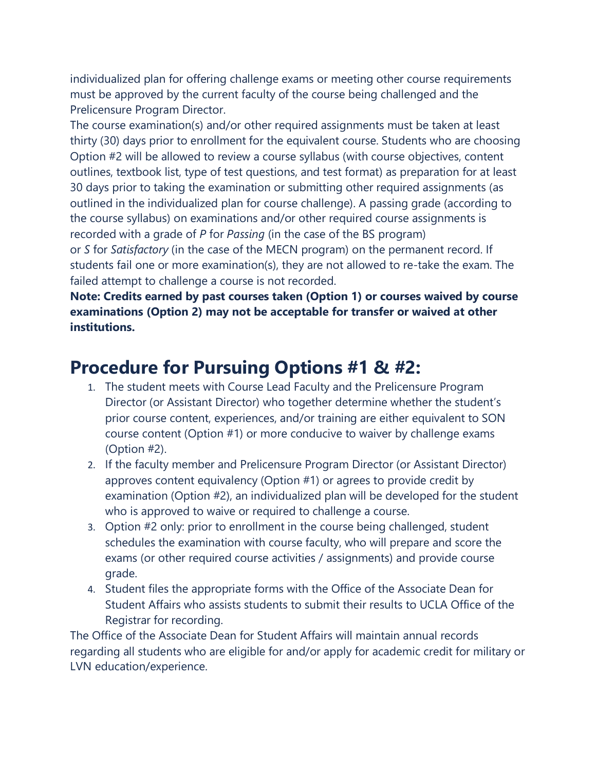individualized plan for offering challenge exams or meeting other course requirements must be approved by the current faculty of the course being challenged and the Prelicensure Program Director.

The course examination(s) and/or other required assignments must be taken at least thirty (30) days prior to enrollment for the equivalent course. Students who are choosing Option #2 will be allowed to review a course syllabus (with course objectives, content outlines, textbook list, type of test questions, and test format) as preparation for at least 30 days prior to taking the examination or submitting other required assignments (as outlined in the individualized plan for course challenge). A passing grade (according to the course syllabus) on examinations and/or other required course assignments is recorded with a grade of *P* for *Passing* (in the case of the BS program) or *S* for *Satisfactory* (in the case of the MECN program) on the permanent record. If students fail one or more examination(s), they are not allowed to re-take the exam. The failed attempt to challenge a course is not recorded.

**Note: Credits earned by past courses taken (Option 1) or courses waived by course examinations (Option 2) may not be acceptable for transfer or waived at other institutions.**

## Procedure for Pursuing Options #1 & #2:

1. The student meets with Course Lead Faculty and the Prelicensure Program Director (or Assistant Director) who together determine whether the student's prior course content, experiences, and/or training are either equivalent to SON course content (Option #1) or more conducive to waiver by challenge exams (Option #2).
2. If the faculty member and Prelicensure Program Director (or Assistant Director) approves content equivalency (Option #1) or agrees to provide credit by examination (Option #2), an individualized plan will be developed for the student who is approved to waive or required to challenge a course.
3. Option #2 only: prior to enrollment in the course being challenged, student schedules the examination with course faculty, who will prepare and score the exams (or other required course activities / assignments) and provide course grade.
4. Student files the appropriate forms with the Office of the Associate Dean for Student Affairs who assists students to submit their results to UCLA Office of the Registrar for recording.

The Office of the Associate Dean for Student Affairs will maintain annual records regarding all students who are eligible for and/or apply for academic credit for military or LVN education/experience.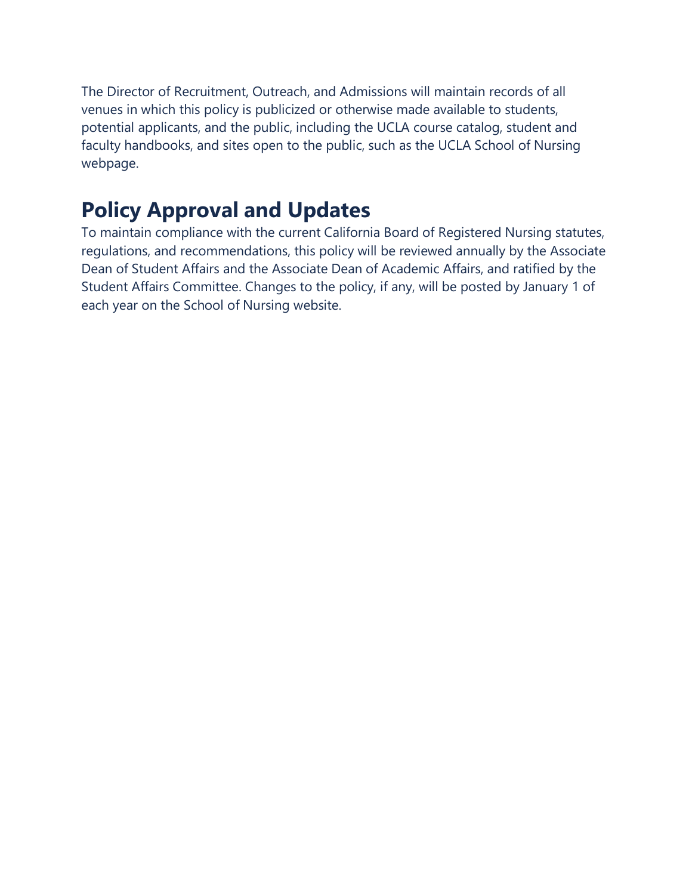The Director of Recruitment, Outreach, and Admissions will maintain records of all venues in which this policy is publicized or otherwise made available to students, potential applicants, and the public, including the UCLA course catalog, student and faculty handbooks, and sites open to the public, such as the UCLA School of Nursing webpage.

## Policy Approval and Updates

To maintain compliance with the current California Board of Registered Nursing statutes, regulations, and recommendations, this policy will be reviewed annually by the Associate Dean of Student Affairs and the Associate Dean of Academic Affairs, and ratified by the Student Affairs Committee. Changes to the policy, if any, will be posted by January 1 of each year on the School of Nursing website.